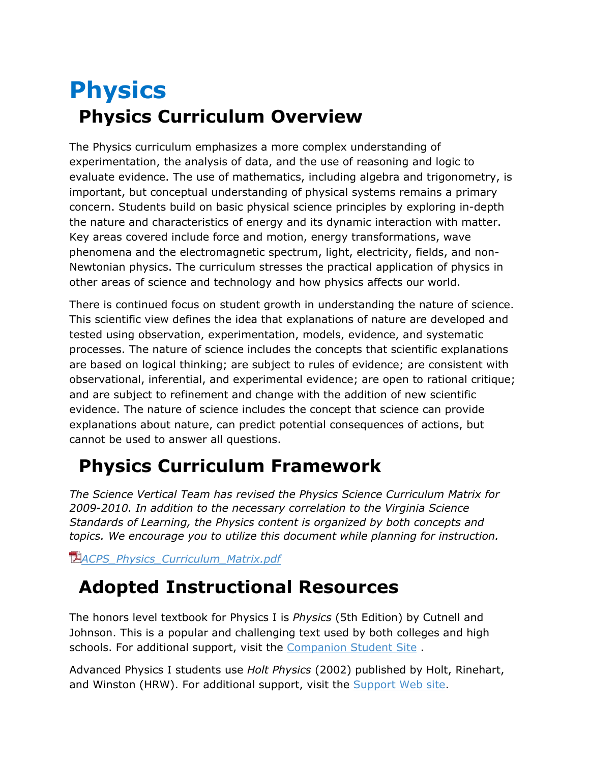# Physics

## Physics Curriculum Overview

The Physics curriculum emphasizes a more complex understanding of experimentation, the analysis of data, and the use of reasoning and logic to evaluate evidence. The use of mathematics, including algebra and trigonometry, is important, but conceptual understanding of physical systems remains a primary concern. Students build on basic physical science principles by exploring in-depth the nature and characteristics of energy and its dynamic interaction with matter. Key areas covered include force and motion, energy transformations, wave phenomena and the electromagnetic spectrum, light, electricity, fields, and non-Newtonian physics. The curriculum stresses the practical application of physics in other areas of science and technology and how physics affects our world.

There is continued focus on student growth in understanding the nature of science. This scientific view defines the idea that explanations of nature are developed and tested using observation, experimentation, models, evidence, and systematic processes. The nature of science includes the concepts that scientific explanations are based on logical thinking; are subject to rules of evidence; are consistent with observational, inferential, and experimental evidence; are open to rational critique; and are subject to refinement and change with the addition of new scientific evidence. The nature of science includes the concept that science can provide explanations about nature, can predict potential consequences of actions, but cannot be used to answer all questions.

## Physics Curriculum Framework

*The Science Vertical Team has revised the Physics Science Curriculum Matrix for 2009-2010. In addition to the necessary correlation to the Virginia Science Standards of Learning, the Physics content is organized by both concepts and topics. We encourage you to utilize this document while planning for instruction.*

*ACPS_Physics_Curriculum_Matrix.pdf*

## Adopted Instructional Resources

The honors level textbook for Physics I is *Physics* (5th Edition) by Cutnell and Johnson. This is a popular and challenging text used by both colleges and high schools. For additional support, visit the Companion Student Site .

Advanced Physics I students use *Holt Physics* (2002) published by Holt, Rinehart, and Winston (HRW). For additional support, visit the Support Web site.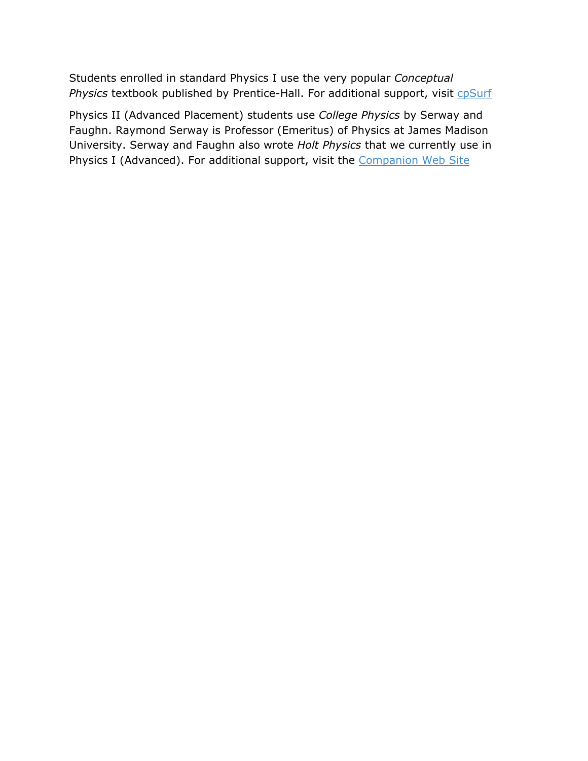Students enrolled in standard Physics I use the very popular *Conceptual Physics* textbook published by Prentice-Hall. For additional support, visit cpSurf

Physics II (Advanced Placement) students use *College Physics* by Serway and Faughn. Raymond Serway is Professor (Emeritus) of Physics at James Madison University. Serway and Faughn also wrote *Holt Physics* that we currently use in Physics I (Advanced). For additional support, visit the Companion Web Site